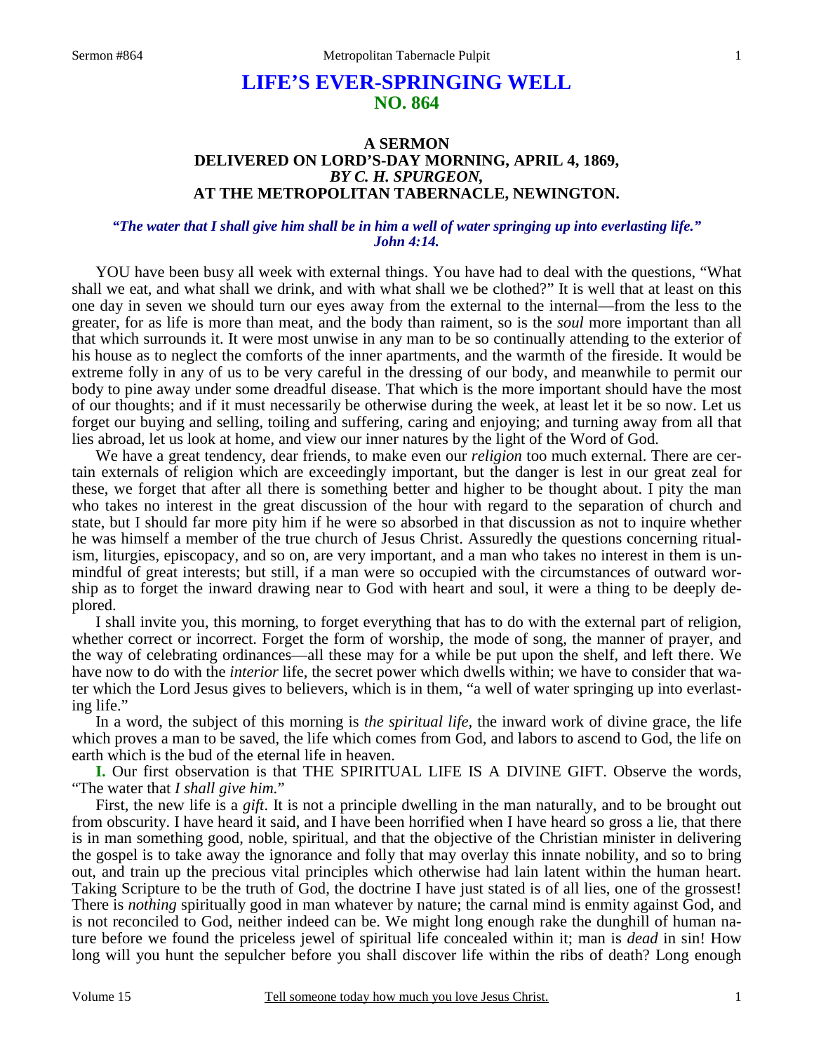# LIFE'S EVER-SPRINGING WELL
## NO. 864

### A SERMON
### DELIVERED ON LORD'S-DAY MORNING, APRIL 4, 1869,
### *BY C. H. SPURGEON,*
### AT THE METROPOLITAN TABERNACLE, NEWINGTON.

***"The water that I shall give him shall be in him a well of water springing up into everlasting life." John 4:14.***

YOU have been busy all week with external things. You have had to deal with the questions, "What shall we eat, and what shall we drink, and with what shall we be clothed?" It is well that at least on this one day in seven we should turn our eyes away from the external to the internal—from the less to the greater, for as life is more than meat, and the body than raiment, so is the *soul* more important than all that which surrounds it. It were most unwise in any man to be so continually attending to the exterior of his house as to neglect the comforts of the inner apartments, and the warmth of the fireside. It would be extreme folly in any of us to be very careful in the dressing of our body, and meanwhile to permit our body to pine away under some dreadful disease. That which is the more important should have the most of our thoughts; and if it must necessarily be otherwise during the week, at least let it be so now. Let us forget our buying and selling, toiling and suffering, caring and enjoying; and turning away from all that lies abroad, let us look at home, and view our inner natures by the light of the Word of God.

We have a great tendency, dear friends, to make even our *religion* too much external. There are certain externals of religion which are exceedingly important, but the danger is lest in our great zeal for these, we forget that after all there is something better and higher to be thought about. I pity the man who takes no interest in the great discussion of the hour with regard to the separation of church and state, but I should far more pity him if he were so absorbed in that discussion as not to inquire whether he was himself a member of the true church of Jesus Christ. Assuredly the questions concerning ritualism, liturgies, episcopacy, and so on, are very important, and a man who takes no interest in them is unmindful of great interests; but still, if a man were so occupied with the circumstances of outward worship as to forget the inward drawing near to God with heart and soul, it were a thing to be deeply deplored.

I shall invite you, this morning, to forget everything that has to do with the external part of religion, whether correct or incorrect. Forget the form of worship, the mode of song, the manner of prayer, and the way of celebrating ordinances—all these may for a while be put upon the shelf, and left there. We have now to do with the *interior* life, the secret power which dwells within; we have to consider that water which the Lord Jesus gives to believers, which is in them, "a well of water springing up into everlasting life."

In a word, the subject of this morning is *the spiritual life*, the inward work of divine grace, the life which proves a man to be saved, the life which comes from God, and labors to ascend to God, the life on earth which is the bud of the eternal life in heaven.

**I.** Our first observation is that THE SPIRITUAL LIFE IS A DIVINE GIFT. Observe the words, "The water that *I shall give him.*"

First, the new life is a *gift*. It is not a principle dwelling in the man naturally, and to be brought out from obscurity. I have heard it said, and I have been horrified when I have heard so gross a lie, that there is in man something good, noble, spiritual, and that the objective of the Christian minister in delivering the gospel is to take away the ignorance and folly that may overlay this innate nobility, and so to bring out, and train up the precious vital principles which otherwise had lain latent within the human heart. Taking Scripture to be the truth of God, the doctrine I have just stated is of all lies, one of the grossest! There is *nothing* spiritually good in man whatever by nature; the carnal mind is enmity against God, and is not reconciled to God, neither indeed can be. We might long enough rake the dunghill of human nature before we found the priceless jewel of spiritual life concealed within it; man is *dead* in sin! How long will you hunt the sepulcher before you shall discover life within the ribs of death? Long enough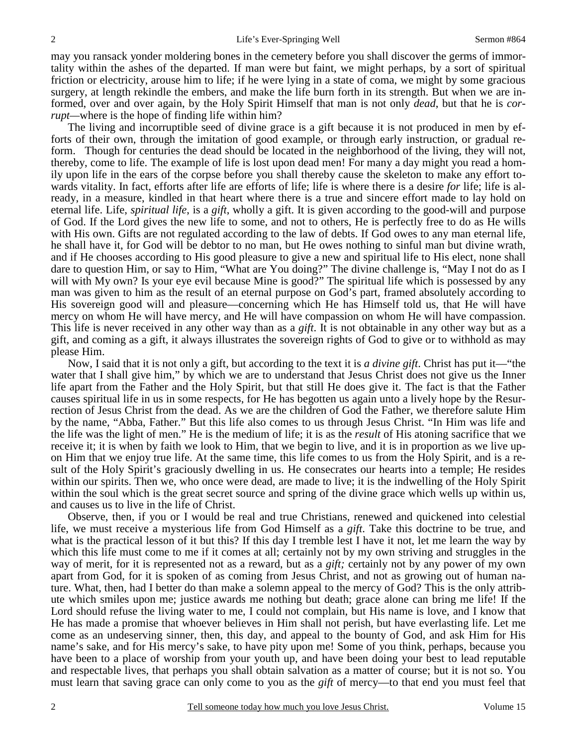may you ransack yonder moldering bones in the cemetery before you shall discover the germs of immortality within the ashes of the departed. If man were but faint, we might perhaps, by a sort of spiritual friction or electricity, arouse him to life; if he were lying in a state of coma, we might by some gracious surgery, at length rekindle the embers, and make the life burn forth in its strength. But when we are informed, over and over again, by the Holy Spirit Himself that man is not only *dead*, but that he is *corrupt—*where is the hope of finding life within him?

The living and incorruptible seed of divine grace is a gift because it is not produced in men by efforts of their own, through the imitation of good example, or through early instruction, or gradual reform. Though for centuries the dead should be located in the neighborhood of the living, they will not, thereby, come to life. The example of life is lost upon dead men! For many a day might you read a homily upon life in the ears of the corpse before you shall thereby cause the skeleton to make any effort towards vitality. In fact, efforts after life are efforts of life; life is where there is a desire *for* life; life is already, in a measure, kindled in that heart where there is a true and sincere effort made to lay hold on eternal life. Life, *spiritual life*, is a *gift*, wholly a gift. It is given according to the good-will and purpose of God. If the Lord gives the new life to some, and not to others, He is perfectly free to do as He wills with His own. Gifts are not regulated according to the law of debts. If God owes to any man eternal life, he shall have it, for God will be debtor to no man, but He owes nothing to sinful man but divine wrath, and if He chooses according to His good pleasure to give a new and spiritual life to His elect, none shall dare to question Him, or say to Him, "What are You doing?" The divine challenge is, "May I not do as I will with My own? Is your eye evil because Mine is good?" The spiritual life which is possessed by any man was given to him as the result of an eternal purpose on God's part, framed absolutely according to His sovereign good will and pleasure—concerning which He has Himself told us, that He will have mercy on whom He will have mercy, and He will have compassion on whom He will have compassion. This life is never received in any other way than as a *gift*. It is not obtainable in any other way but as a gift, and coming as a gift, it always illustrates the sovereign rights of God to give or to withhold as may please Him.

Now, I said that it is not only a gift, but according to the text it is *a divine gift*. Christ has put it—"the water that I shall give him," by which we are to understand that Jesus Christ does not give us the Inner life apart from the Father and the Holy Spirit, but that still He does give it. The fact is that the Father causes spiritual life in us in some respects, for He has begotten us again unto a lively hope by the Resurrection of Jesus Christ from the dead. As we are the children of God the Father, we therefore salute Him by the name, "Abba, Father." But this life also comes to us through Jesus Christ. "In Him was life and the life was the light of men." He is the medium of life; it is as the *result* of His atoning sacrifice that we receive it; it is when by faith we look to Him, that we begin to live, and it is in proportion as we live upon Him that we enjoy true life. At the same time, this life comes to us from the Holy Spirit, and is a result of the Holy Spirit's graciously dwelling in us. He consecrates our hearts into a temple; He resides within our spirits. Then we, who once were dead, are made to live; it is the indwelling of the Holy Spirit within the soul which is the great secret source and spring of the divine grace which wells up within us, and causes us to live in the life of Christ.

Observe, then, if you or I would be real and true Christians, renewed and quickened into celestial life, we must receive a mysterious life from God Himself as a *gift*. Take this doctrine to be true, and what is the practical lesson of it but this? If this day I tremble lest I have it not, let me learn the way by which this life must come to me if it comes at all; certainly not by my own striving and struggles in the way of merit, for it is represented not as a reward, but as a *gift;* certainly not by any power of my own apart from God, for it is spoken of as coming from Jesus Christ, and not as growing out of human nature. What, then, had I better do than make a solemn appeal to the mercy of God? This is the only attribute which smiles upon me; justice awards me nothing but death; grace alone can bring me life! If the Lord should refuse the living water to me, I could not complain, but His name is love, and I know that He has made a promise that whoever believes in Him shall not perish, but have everlasting life. Let me come as an undeserving sinner, then, this day, and appeal to the bounty of God, and ask Him for His name's sake, and for His mercy's sake, to have pity upon me! Some of you think, perhaps, because you have been to a place of worship from your youth up, and have been doing your best to lead reputable and respectable lives, that perhaps you shall obtain salvation as a matter of course; but it is not so. You must learn that saving grace can only come to you as the *gift* of mercy—to that end you must feel that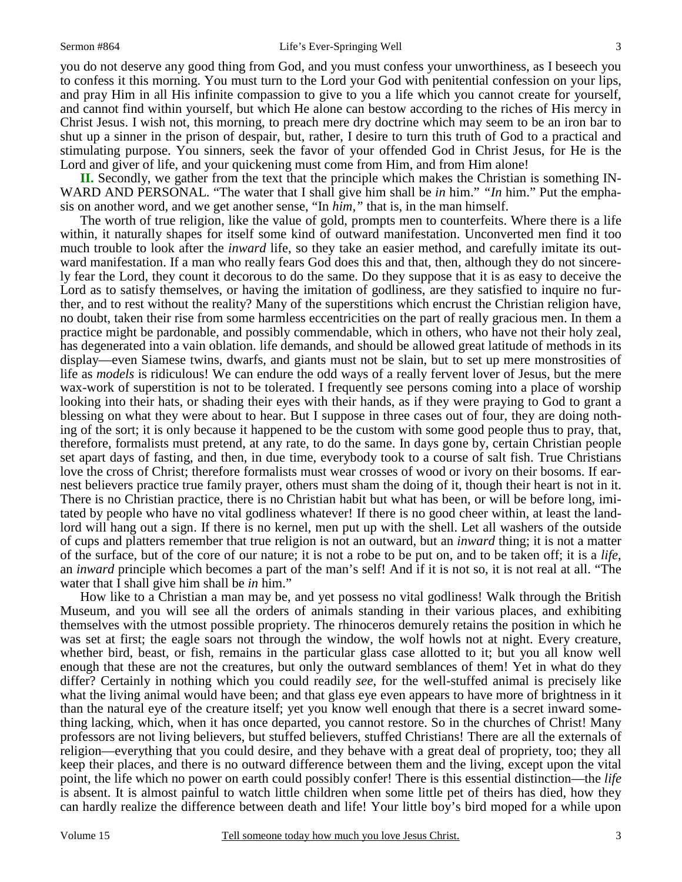you do not deserve any good thing from God, and you must confess your unworthiness, as I beseech you to confess it this morning. You must turn to the Lord your God with penitential confession on your lips, and pray Him in all His infinite compassion to give to you a life which you cannot create for yourself, and cannot find within yourself, but which He alone can bestow according to the riches of His mercy in Christ Jesus. I wish not, this morning, to preach mere dry doctrine which may seem to be an iron bar to shut up a sinner in the prison of despair, but, rather, I desire to turn this truth of God to a practical and stimulating purpose. You sinners, seek the favor of your offended God in Christ Jesus, for He is the Lord and giver of life, and your quickening must come from Him, and from Him alone!

**II.** Secondly, we gather from the text that the principle which makes the Christian is something INWARD AND PERSONAL. "The water that I shall give him shall be *in* him." *"In* him." Put the emphasis on another word, and we get another sense, "In *him,"* that is, in the man himself.

The worth of true religion, like the value of gold, prompts men to counterfeits. Where there is a life within, it naturally shapes for itself some kind of outward manifestation. Unconverted men find it too much trouble to look after the *inward* life, so they take an easier method, and carefully imitate its outward manifestation. If a man who really fears God does this and that, then, although they do not sincerely fear the Lord, they count it decorous to do the same. Do they suppose that it is as easy to deceive the Lord as to satisfy themselves, or having the imitation of godliness, are they satisfied to inquire no further, and to rest without the reality? Many of the superstitions which encrust the Christian religion have, no doubt, taken their rise from some harmless eccentricities on the part of really gracious men. In them a practice might be pardonable, and possibly commendable, which in others, who have not their holy zeal, has degenerated into a vain oblation. life demands, and should be allowed great latitude of methods in its display—even Siamese twins, dwarfs, and giants must not be slain, but to set up mere monstrosities of life as *models* is ridiculous! We can endure the odd ways of a really fervent lover of Jesus, but the mere wax-work of superstition is not to be tolerated. I frequently see persons coming into a place of worship looking into their hats, or shading their eyes with their hands, as if they were praying to God to grant a blessing on what they were about to hear. But I suppose in three cases out of four, they are doing nothing of the sort; it is only because it happened to be the custom with some good people thus to pray, that, therefore, formalists must pretend, at any rate, to do the same. In days gone by, certain Christian people set apart days of fasting, and then, in due time, everybody took to a course of salt fish. True Christians love the cross of Christ; therefore formalists must wear crosses of wood or ivory on their bosoms. If earnest believers practice true family prayer, others must sham the doing of it, though their heart is not in it. There is no Christian practice, there is no Christian habit but what has been, or will be before long, imitated by people who have no vital godliness whatever! If there is no good cheer within, at least the landlord will hang out a sign. If there is no kernel, men put up with the shell. Let all washers of the outside of cups and platters remember that true religion is not an outward, but an *inward* thing; it is not a matter of the surface, but of the core of our nature; it is not a robe to be put on, and to be taken off; it is a *life*, an *inward* principle which becomes a part of the man's self! And if it is not so, it is not real at all. "The water that I shall give him shall be *in* him."

How like to a Christian a man may be, and yet possess no vital godliness! Walk through the British Museum, and you will see all the orders of animals standing in their various places, and exhibiting themselves with the utmost possible propriety. The rhinoceros demurely retains the position in which he was set at first; the eagle soars not through the window, the wolf howls not at night. Every creature, whether bird, beast, or fish, remains in the particular glass case allotted to it; but you all know well enough that these are not the creatures, but only the outward semblances of them! Yet in what do they differ? Certainly in nothing which you could readily *see*, for the well-stuffed animal is precisely like what the living animal would have been; and that glass eye even appears to have more of brightness in it than the natural eye of the creature itself; yet you know well enough that there is a secret inward something lacking, which, when it has once departed, you cannot restore. So in the churches of Christ! Many professors are not living believers, but stuffed believers, stuffed Christians! There are all the externals of religion—everything that you could desire, and they behave with a great deal of propriety, too; they all keep their places, and there is no outward difference between them and the living, except upon the vital point, the life which no power on earth could possibly confer! There is this essential distinction—the *life* is absent. It is almost painful to watch little children when some little pet of theirs has died, how they can hardly realize the difference between death and life! Your little boy's bird moped for a while upon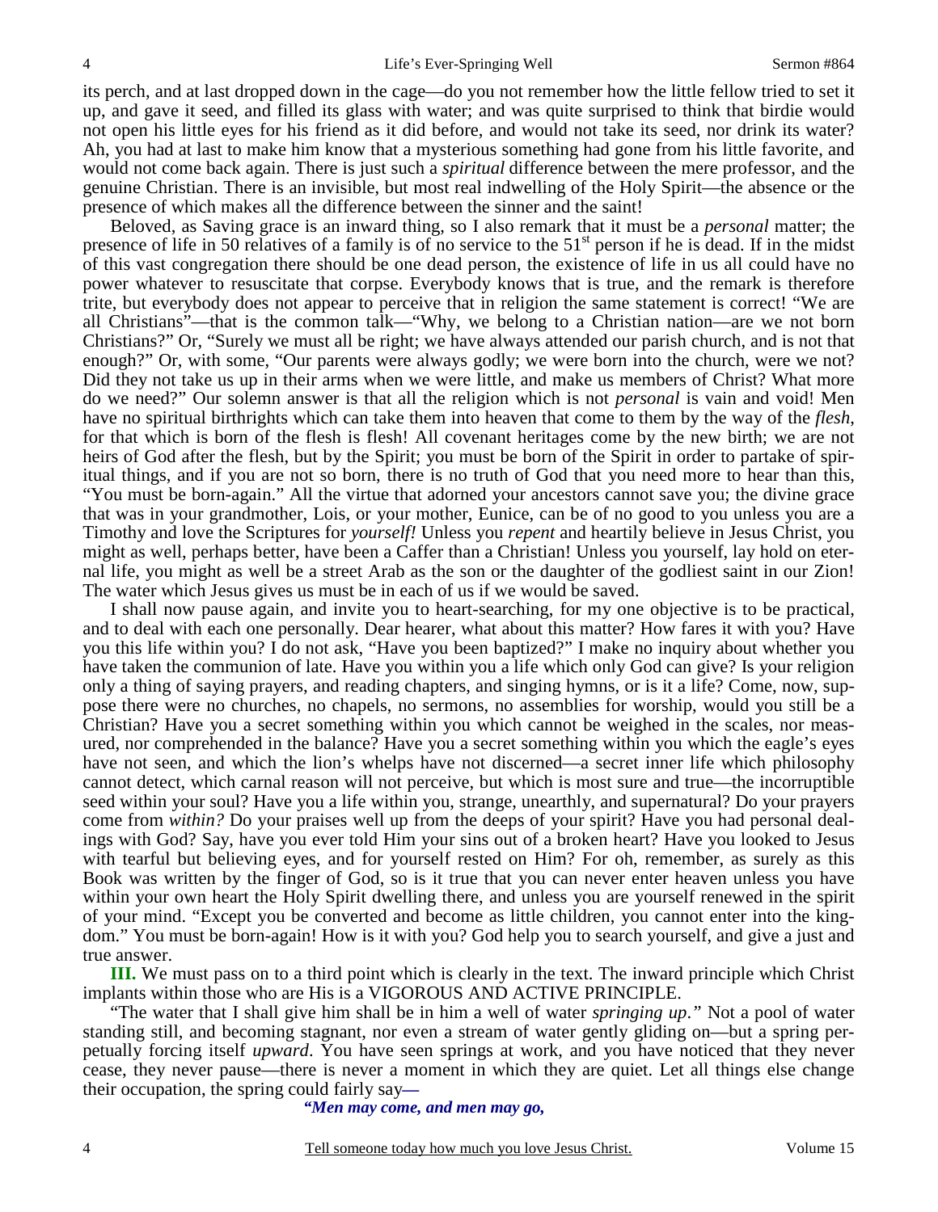its perch, and at last dropped down in the cage—do you not remember how the little fellow tried to set it up, and gave it seed, and filled its glass with water; and was quite surprised to think that birdie would not open his little eyes for his friend as it did before, and would not take its seed, nor drink its water? Ah, you had at last to make him know that a mysterious something had gone from his little favorite, and would not come back again. There is just such a *spiritual* difference between the mere professor, and the genuine Christian. There is an invisible, but most real indwelling of the Holy Spirit—the absence or the presence of which makes all the difference between the sinner and the saint!

Beloved, as Saving grace is an inward thing, so I also remark that it must be a *personal* matter; the presence of life in 50 relatives of a family is of no service to the 51st person if he is dead. If in the midst of this vast congregation there should be one dead person, the existence of life in us all could have no power whatever to resuscitate that corpse. Everybody knows that is true, and the remark is therefore trite, but everybody does not appear to perceive that in religion the same statement is correct! "We are all Christians"—that is the common talk—"Why, we belong to a Christian nation—are we not born Christians?" Or, "Surely we must all be right; we have always attended our parish church, and is not that enough?" Or, with some, "Our parents were always godly; we were born into the church, were we not? Did they not take us up in their arms when we were little, and make us members of Christ? What more do we need?" Our solemn answer is that all the religion which is not *personal* is vain and void! Men have no spiritual birthrights which can take them into heaven that come to them by the way of the *flesh*, for that which is born of the flesh is flesh! All covenant heritages come by the new birth; we are not heirs of God after the flesh, but by the Spirit; you must be born of the Spirit in order to partake of spiritual things, and if you are not so born, there is no truth of God that you need more to hear than this, "You must be born-again." All the virtue that adorned your ancestors cannot save you; the divine grace that was in your grandmother, Lois, or your mother, Eunice, can be of no good to you unless you are a Timothy and love the Scriptures for *yourself!* Unless you *repent* and heartily believe in Jesus Christ, you might as well, perhaps better, have been a Caffer than a Christian! Unless you yourself, lay hold on eternal life, you might as well be a street Arab as the son or the daughter of the godliest saint in our Zion! The water which Jesus gives us must be in each of us if we would be saved.

I shall now pause again, and invite you to heart-searching, for my one objective is to be practical, and to deal with each one personally. Dear hearer, what about this matter? How fares it with you? Have you this life within you? I do not ask, "Have you been baptized?" I make no inquiry about whether you have taken the communion of late. Have you within you a life which only God can give? Is your religion only a thing of saying prayers, and reading chapters, and singing hymns, or is it a life? Come, now, suppose there were no churches, no chapels, no sermons, no assemblies for worship, would you still be a Christian? Have you a secret something within you which cannot be weighed in the scales, nor measured, nor comprehended in the balance? Have you a secret something within you which the eagle's eyes have not seen, and which the lion's whelps have not discerned—a secret inner life which philosophy cannot detect, which carnal reason will not perceive, but which is most sure and true—the incorruptible seed within your soul? Have you a life within you, strange, unearthly, and supernatural? Do your prayers come from *within?* Do your praises well up from the deeps of your spirit? Have you had personal dealings with God? Say, have you ever told Him your sins out of a broken heart? Have you looked to Jesus with tearful but believing eyes, and for yourself rested on Him? For oh, remember, as surely as this Book was written by the finger of God, so is it true that you can never enter heaven unless you have within your own heart the Holy Spirit dwelling there, and unless you are yourself renewed in the spirit of your mind. "Except you be converted and become as little children, you cannot enter into the kingdom." You must be born-again! How is it with you? God help you to search yourself, and give a just and true answer.

**III.** We must pass on to a third point which is clearly in the text. The inward principle which Christ implants within those who are His is a VIGOROUS AND ACTIVE PRINCIPLE.

"The water that I shall give him shall be in him a well of water *springing up*." Not a pool of water standing still, and becoming stagnant, nor even a stream of water gently gliding on—but a spring perpetually forcing itself *upward*. You have seen springs at work, and you have noticed that they never cease, they never pause—there is never a moment in which they are quiet. Let all things else change their occupation, the spring could fairly say—

***"Men may come, and men may go,***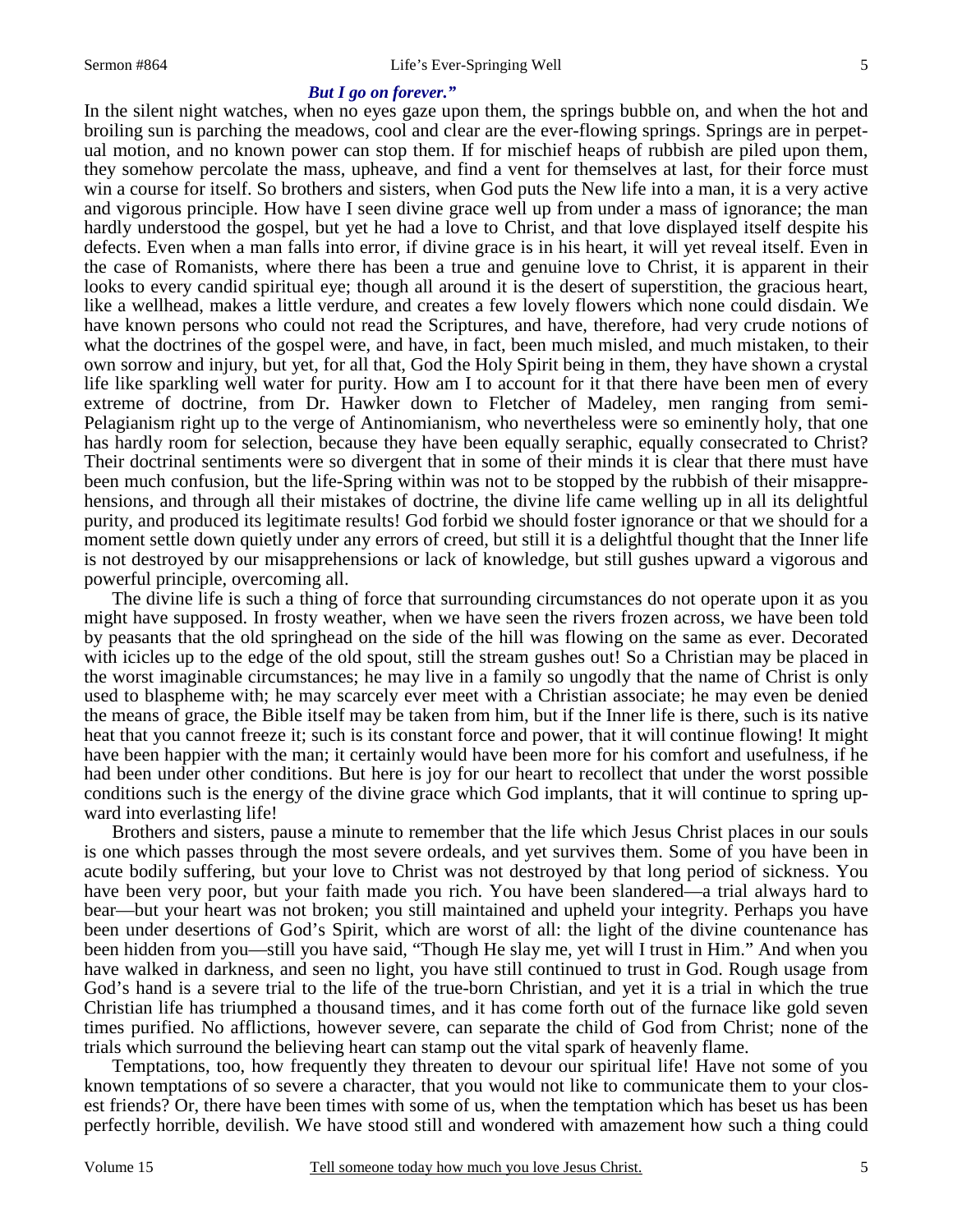*But I go on forever."*

In the silent night watches, when no eyes gaze upon them, the springs bubble on, and when the hot and broiling sun is parching the meadows, cool and clear are the ever-flowing springs. Springs are in perpetual motion, and no known power can stop them. If for mischief heaps of rubbish are piled upon them, they somehow percolate the mass, upheave, and find a vent for themselves at last, for their force must win a course for itself. So brothers and sisters, when God puts the New life into a man, it is a very active and vigorous principle. How have I seen divine grace well up from under a mass of ignorance; the man hardly understood the gospel, but yet he had a love to Christ, and that love displayed itself despite his defects. Even when a man falls into error, if divine grace is in his heart, it will yet reveal itself. Even in the case of Romanists, where there has been a true and genuine love to Christ, it is apparent in their looks to every candid spiritual eye; though all around it is the desert of superstition, the gracious heart, like a wellhead, makes a little verdure, and creates a few lovely flowers which none could disdain. We have known persons who could not read the Scriptures, and have, therefore, had very crude notions of what the doctrines of the gospel were, and have, in fact, been much misled, and much mistaken, to their own sorrow and injury, but yet, for all that, God the Holy Spirit being in them, they have shown a crystal life like sparkling well water for purity. How am I to account for it that there have been men of every extreme of doctrine, from Dr. Hawker down to Fletcher of Madeley, men ranging from semi-Pelagianism right up to the verge of Antinomianism, who nevertheless were so eminently holy, that one has hardly room for selection, because they have been equally seraphic, equally consecrated to Christ? Their doctrinal sentiments were so divergent that in some of their minds it is clear that there must have been much confusion, but the life-Spring within was not to be stopped by the rubbish of their misapprehensions, and through all their mistakes of doctrine, the divine life came welling up in all its delightful purity, and produced its legitimate results! God forbid we should foster ignorance or that we should for a moment settle down quietly under any errors of creed, but still it is a delightful thought that the Inner life is not destroyed by our misapprehensions or lack of knowledge, but still gushes upward a vigorous and powerful principle, overcoming all.

The divine life is such a thing of force that surrounding circumstances do not operate upon it as you might have supposed. In frosty weather, when we have seen the rivers frozen across, we have been told by peasants that the old springhead on the side of the hill was flowing on the same as ever. Decorated with icicles up to the edge of the old spout, still the stream gushes out! So a Christian may be placed in the worst imaginable circumstances; he may live in a family so ungodly that the name of Christ is only used to blaspheme with; he may scarcely ever meet with a Christian associate; he may even be denied the means of grace, the Bible itself may be taken from him, but if the Inner life is there, such is its native heat that you cannot freeze it; such is its constant force and power, that it will continue flowing! It might have been happier with the man; it certainly would have been more for his comfort and usefulness, if he had been under other conditions. But here is joy for our heart to recollect that under the worst possible conditions such is the energy of the divine grace which God implants, that it will continue to spring upward into everlasting life!

Brothers and sisters, pause a minute to remember that the life which Jesus Christ places in our souls is one which passes through the most severe ordeals, and yet survives them. Some of you have been in acute bodily suffering, but your love to Christ was not destroyed by that long period of sickness. You have been very poor, but your faith made you rich. You have been slandered—a trial always hard to bear—but your heart was not broken; you still maintained and upheld your integrity. Perhaps you have been under desertions of God's Spirit, which are worst of all: the light of the divine countenance has been hidden from you—still you have said, "Though He slay me, yet will I trust in Him." And when you have walked in darkness, and seen no light, you have still continued to trust in God. Rough usage from God's hand is a severe trial to the life of the true-born Christian, and yet it is a trial in which the true Christian life has triumphed a thousand times, and it has come forth out of the furnace like gold seven times purified. No afflictions, however severe, can separate the child of God from Christ; none of the trials which surround the believing heart can stamp out the vital spark of heavenly flame.

Temptations, too, how frequently they threaten to devour our spiritual life! Have not some of you known temptations of so severe a character, that you would not like to communicate them to your closest friends? Or, there have been times with some of us, when the temptation which has beset us has been perfectly horrible, devilish. We have stood still and wondered with amazement how such a thing could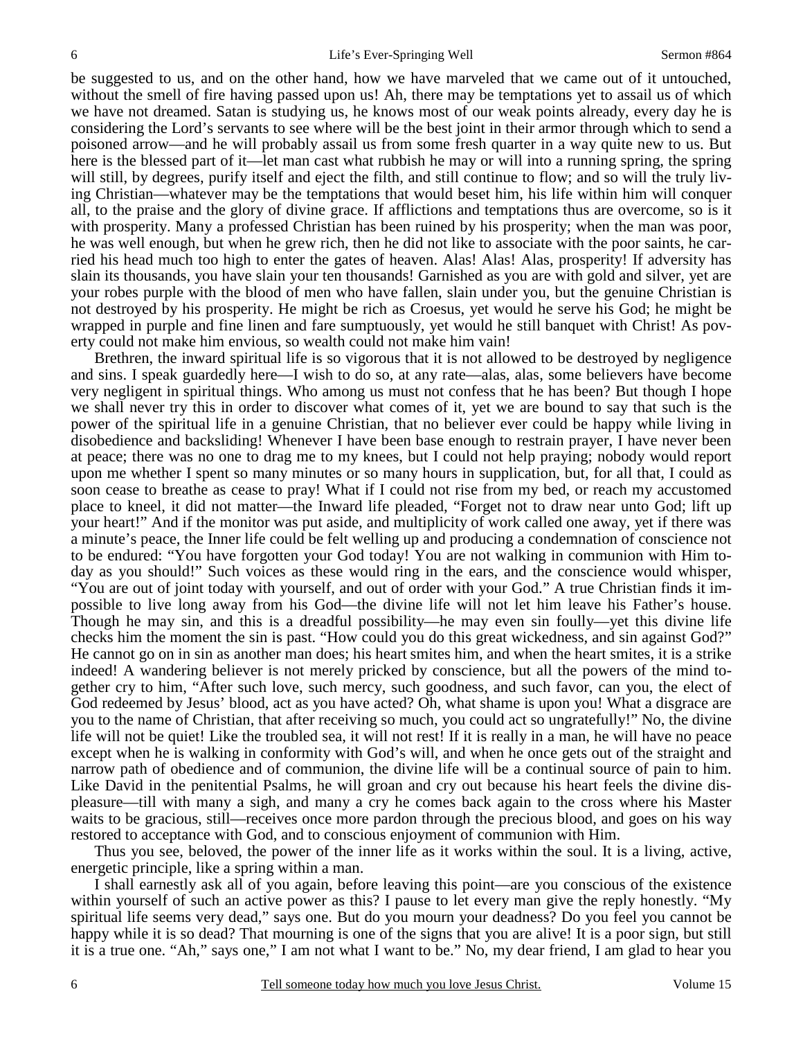be suggested to us, and on the other hand, how we have marveled that we came out of it untouched, without the smell of fire having passed upon us! Ah, there may be temptations yet to assail us of which we have not dreamed. Satan is studying us, he knows most of our weak points already, every day he is considering the Lord's servants to see where will be the best joint in their armor through which to send a poisoned arrow—and he will probably assail us from some fresh quarter in a way quite new to us. But here is the blessed part of it—let man cast what rubbish he may or will into a running spring, the spring will still, by degrees, purify itself and eject the filth, and still continue to flow; and so will the truly living Christian—whatever may be the temptations that would beset him, his life within him will conquer all, to the praise and the glory of divine grace. If afflictions and temptations thus are overcome, so is it with prosperity. Many a professed Christian has been ruined by his prosperity; when the man was poor, he was well enough, but when he grew rich, then he did not like to associate with the poor saints, he carried his head much too high to enter the gates of heaven. Alas! Alas! Alas, prosperity! If adversity has slain its thousands, you have slain your ten thousands! Garnished as you are with gold and silver, yet are your robes purple with the blood of men who have fallen, slain under you, but the genuine Christian is not destroyed by his prosperity. He might be rich as Croesus, yet would he serve his God; he might be wrapped in purple and fine linen and fare sumptuously, yet would he still banquet with Christ! As poverty could not make him envious, so wealth could not make him vain!

Brethren, the inward spiritual life is so vigorous that it is not allowed to be destroyed by negligence and sins. I speak guardedly here—I wish to do so, at any rate—alas, alas, some believers have become very negligent in spiritual things. Who among us must not confess that he has been? But though I hope we shall never try this in order to discover what comes of it, yet we are bound to say that such is the power of the spiritual life in a genuine Christian, that no believer ever could be happy while living in disobedience and backsliding! Whenever I have been base enough to restrain prayer, I have never been at peace; there was no one to drag me to my knees, but I could not help praying; nobody would report upon me whether I spent so many minutes or so many hours in supplication, but, for all that, I could as soon cease to breathe as cease to pray! What if I could not rise from my bed, or reach my accustomed place to kneel, it did not matter—the Inward life pleaded, "Forget not to draw near unto God; lift up your heart!" And if the monitor was put aside, and multiplicity of work called one away, yet if there was a minute's peace, the Inner life could be felt welling up and producing a condemnation of conscience not to be endured: "You have forgotten your God today! You are not walking in communion with Him today as you should!" Such voices as these would ring in the ears, and the conscience would whisper, "You are out of joint today with yourself, and out of order with your God." A true Christian finds it impossible to live long away from his God—the divine life will not let him leave his Father's house. Though he may sin, and this is a dreadful possibility—he may even sin foully—yet this divine life checks him the moment the sin is past. "How could you do this great wickedness, and sin against God?" He cannot go on in sin as another man does; his heart smites him, and when the heart smites, it is a strike indeed! A wandering believer is not merely pricked by conscience, but all the powers of the mind together cry to him, "After such love, such mercy, such goodness, and such favor, can you, the elect of God redeemed by Jesus' blood, act as you have acted? Oh, what shame is upon you! What a disgrace are you to the name of Christian, that after receiving so much, you could act so ungratefully!" No, the divine life will not be quiet! Like the troubled sea, it will not rest! If it is really in a man, he will have no peace except when he is walking in conformity with God's will, and when he once gets out of the straight and narrow path of obedience and of communion, the divine life will be a continual source of pain to him. Like David in the penitential Psalms, he will groan and cry out because his heart feels the divine displeasure—till with many a sigh, and many a cry he comes back again to the cross where his Master waits to be gracious, still—receives once more pardon through the precious blood, and goes on his way restored to acceptance with God, and to conscious enjoyment of communion with Him.

Thus you see, beloved, the power of the inner life as it works within the soul. It is a living, active, energetic principle, like a spring within a man.

I shall earnestly ask all of you again, before leaving this point—are you conscious of the existence within yourself of such an active power as this? I pause to let every man give the reply honestly. "My spiritual life seems very dead," says one. But do you mourn your deadness? Do you feel you cannot be happy while it is so dead? That mourning is one of the signs that you are alive! It is a poor sign, but still it is a true one. "Ah," says one," I am not what I want to be." No, my dear friend, I am glad to hear you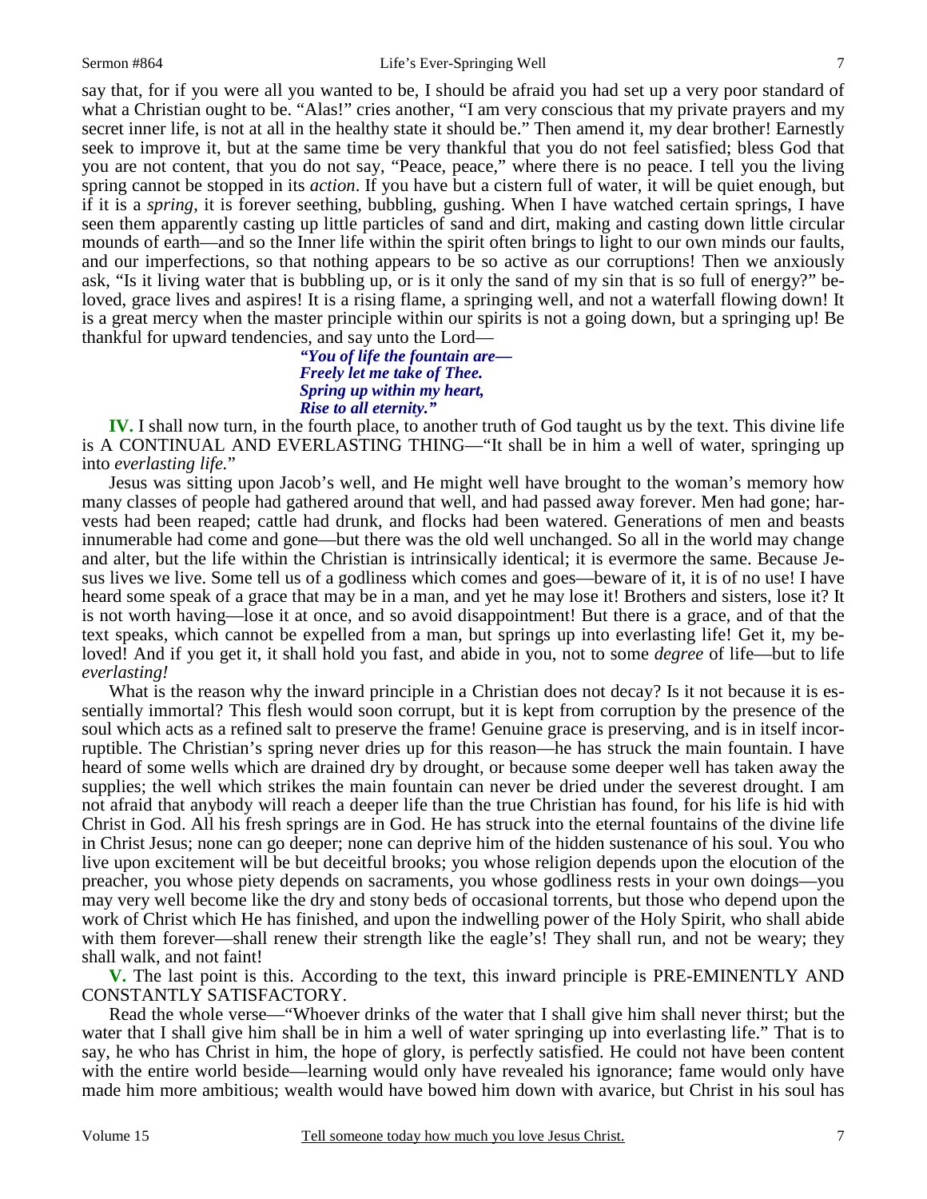say that, for if you were all you wanted to be, I should be afraid you had set up a very poor standard of what a Christian ought to be. "Alas!" cries another, "I am very conscious that my private prayers and my secret inner life, is not at all in the healthy state it should be." Then amend it, my dear brother! Earnestly seek to improve it, but at the same time be very thankful that you do not feel satisfied; bless God that you are not content, that you do not say, "Peace, peace," where there is no peace. I tell you the living spring cannot be stopped in its *action*. If you have but a cistern full of water, it will be quiet enough, but if it is a *spring*, it is forever seething, bubbling, gushing. When I have watched certain springs, I have seen them apparently casting up little particles of sand and dirt, making and casting down little circular mounds of earth—and so the Inner life within the spirit often brings to light to our own minds our faults, and our imperfections, so that nothing appears to be so active as our corruptions! Then we anxiously ask, "Is it living water that is bubbling up, or is it only the sand of my sin that is so full of energy?" beloved, grace lives and aspires! It is a rising flame, a springing well, and not a waterfall flowing down! It is a great mercy when the master principle within our spirits is not a going down, but a springing up! Be thankful for upward tendencies, and say unto the Lord—

> ***"You of life the fountain are—***
> ***Freely let me take of Thee.***
> ***Spring up within my heart,***
> ***Rise to all eternity."***

**IV.** I shall now turn, in the fourth place, to another truth of God taught us by the text. This divine life is A CONTINUAL AND EVERLASTING THING—"It shall be in him a well of water, springing up into *everlasting life*."

Jesus was sitting upon Jacob's well, and He might well have brought to the woman's memory how many classes of people had gathered around that well, and had passed away forever. Men had gone; harvests had been reaped; cattle had drunk, and flocks had been watered. Generations of men and beasts innumerable had come and gone—but there was the old well unchanged. So all in the world may change and alter, but the life within the Christian is intrinsically identical; it is evermore the same. Because Jesus lives we live. Some tell us of a godliness which comes and goes—beware of it, it is of no use! I have heard some speak of a grace that may be in a man, and yet he may lose it! Brothers and sisters, lose it? It is not worth having—lose it at once, and so avoid disappointment! But there is a grace, and of that the text speaks, which cannot be expelled from a man, but springs up into everlasting life! Get it, my beloved! And if you get it, it shall hold you fast, and abide in you, not to some *degree* of life—but to life *everlasting!*

What is the reason why the inward principle in a Christian does not decay? Is it not because it is essentially immortal? This flesh would soon corrupt, but it is kept from corruption by the presence of the soul which acts as a refined salt to preserve the frame! Genuine grace is preserving, and is in itself incorruptible. The Christian's spring never dries up for this reason—he has struck the main fountain. I have heard of some wells which are drained dry by drought, or because some deeper well has taken away the supplies; the well which strikes the main fountain can never be dried under the severest drought. I am not afraid that anybody will reach a deeper life than the true Christian has found, for his life is hid with Christ in God. All his fresh springs are in God. He has struck into the eternal fountains of the divine life in Christ Jesus; none can go deeper; none can deprive him of the hidden sustenance of his soul. You who live upon excitement will be but deceitful brooks; you whose religion depends upon the elocution of the preacher, you whose piety depends on sacraments, you whose godliness rests in your own doings—you may very well become like the dry and stony beds of occasional torrents, but those who depend upon the work of Christ which He has finished, and upon the indwelling power of the Holy Spirit, who shall abide with them forever—shall renew their strength like the eagle's! They shall run, and not be weary; they shall walk, and not faint!

**V.** The last point is this. According to the text, this inward principle is PRE-EMINENTLY AND CONSTANTLY SATISFACTORY.

Read the whole verse—"Whoever drinks of the water that I shall give him shall never thirst; but the water that I shall give him shall be in him a well of water springing up into everlasting life." That is to say, he who has Christ in him, the hope of glory, is perfectly satisfied. He could not have been content with the entire world beside—learning would only have revealed his ignorance; fame would only have made him more ambitious; wealth would have bowed him down with avarice, but Christ in his soul has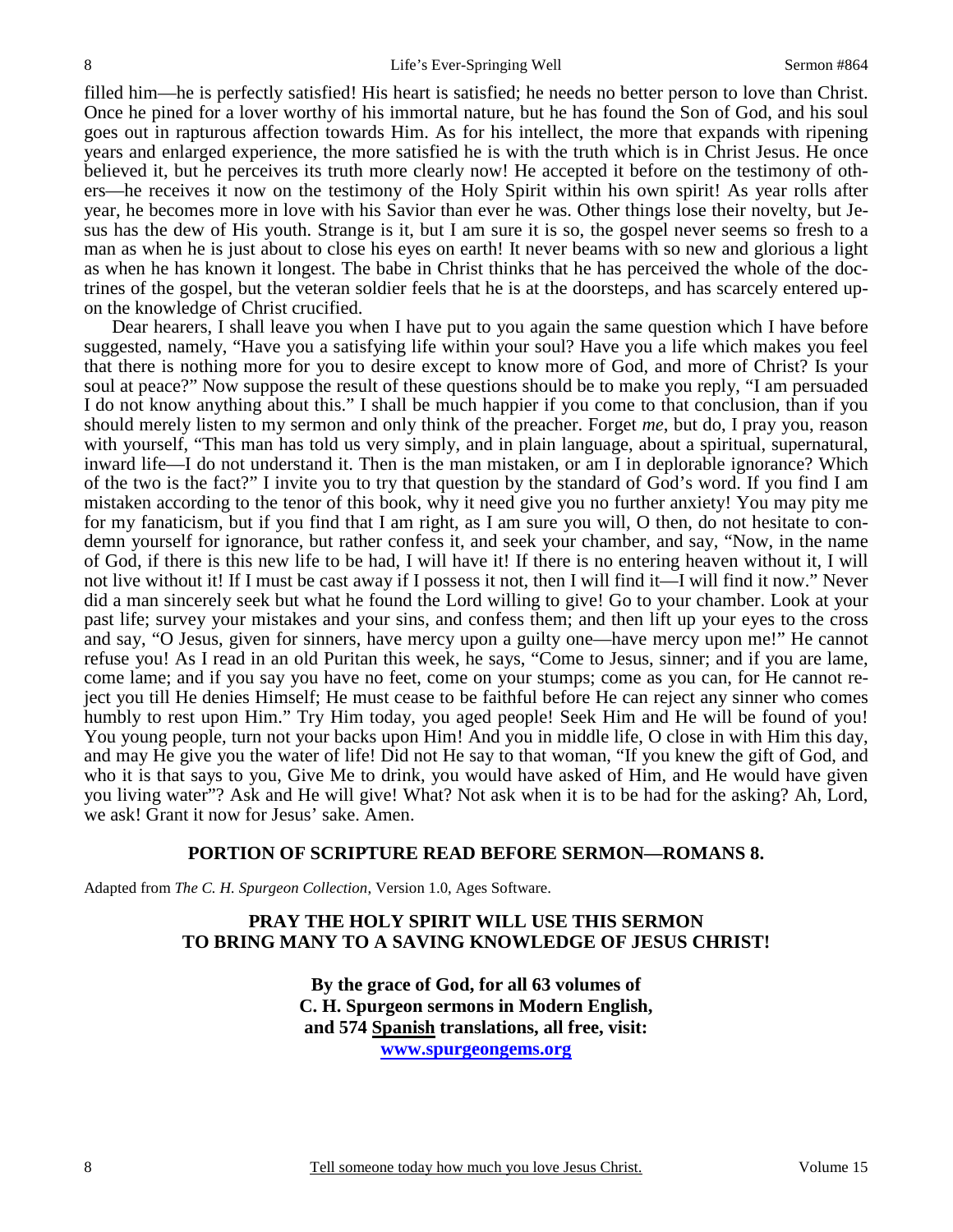filled him—he is perfectly satisfied! His heart is satisfied; he needs no better person to love than Christ. Once he pined for a lover worthy of his immortal nature, but he has found the Son of God, and his soul goes out in rapturous affection towards Him. As for his intellect, the more that expands with ripening years and enlarged experience, the more satisfied he is with the truth which is in Christ Jesus. He once believed it, but he perceives its truth more clearly now! He accepted it before on the testimony of others—he receives it now on the testimony of the Holy Spirit within his own spirit! As year rolls after year, he becomes more in love with his Savior than ever he was. Other things lose their novelty, but Jesus has the dew of His youth. Strange is it, but I am sure it is so, the gospel never seems so fresh to a man as when he is just about to close his eyes on earth! It never beams with so new and glorious a light as when he has known it longest. The babe in Christ thinks that he has perceived the whole of the doctrines of the gospel, but the veteran soldier feels that he is at the doorsteps, and has scarcely entered upon the knowledge of Christ crucified.

Dear hearers, I shall leave you when I have put to you again the same question which I have before suggested, namely, "Have you a satisfying life within your soul? Have you a life which makes you feel that there is nothing more for you to desire except to know more of God, and more of Christ? Is your soul at peace?" Now suppose the result of these questions should be to make you reply, "I am persuaded I do not know anything about this." I shall be much happier if you come to that conclusion, than if you should merely listen to my sermon and only think of the preacher. Forget *me*, but do, I pray you, reason with yourself, "This man has told us very simply, and in plain language, about a spiritual, supernatural, inward life—I do not understand it. Then is the man mistaken, or am I in deplorable ignorance? Which of the two is the fact?" I invite you to try that question by the standard of God's word. If you find I am mistaken according to the tenor of this book, why it need give you no further anxiety! You may pity me for my fanaticism, but if you find that I am right, as I am sure you will, O then, do not hesitate to condemn yourself for ignorance, but rather confess it, and seek your chamber, and say, "Now, in the name of God, if there is this new life to be had, I will have it! If there is no entering heaven without it, I will not live without it! If I must be cast away if I possess it not, then I will find it—I will find it now." Never did a man sincerely seek but what he found the Lord willing to give! Go to your chamber. Look at your past life; survey your mistakes and your sins, and confess them; and then lift up your eyes to the cross and say, "O Jesus, given for sinners, have mercy upon a guilty one—have mercy upon me!" He cannot refuse you! As I read in an old Puritan this week, he says, "Come to Jesus, sinner; and if you are lame, come lame; and if you say you have no feet, come on your stumps; come as you can, for He cannot reject you till He denies Himself; He must cease to be faithful before He can reject any sinner who comes humbly to rest upon Him." Try Him today, you aged people! Seek Him and He will be found of you! You young people, turn not your backs upon Him! And you in middle life, O close in with Him this day, and may He give you the water of life! Did not He say to that woman, "If you knew the gift of God, and who it is that says to you, Give Me to drink, you would have asked of Him, and He would have given you living water"? Ask and He will give! What? Not ask when it is to be had for the asking? Ah, Lord, we ask! Grant it now for Jesus' sake. Amen.

**PORTION OF SCRIPTURE READ BEFORE SERMON—ROMANS 8.**

Adapted from *The C. H. Spurgeon Collection*, Version 1.0, Ages Software.

**PRAY THE HOLY SPIRIT WILL USE THIS SERMON TO BRING MANY TO A SAVING KNOWLEDGE OF JESUS CHRIST!**

**By the grace of God, for all 63 volumes of C. H. Spurgeon sermons in Modern English, and 574 Spanish translations, all free, visit: www.spurgeongems.org**